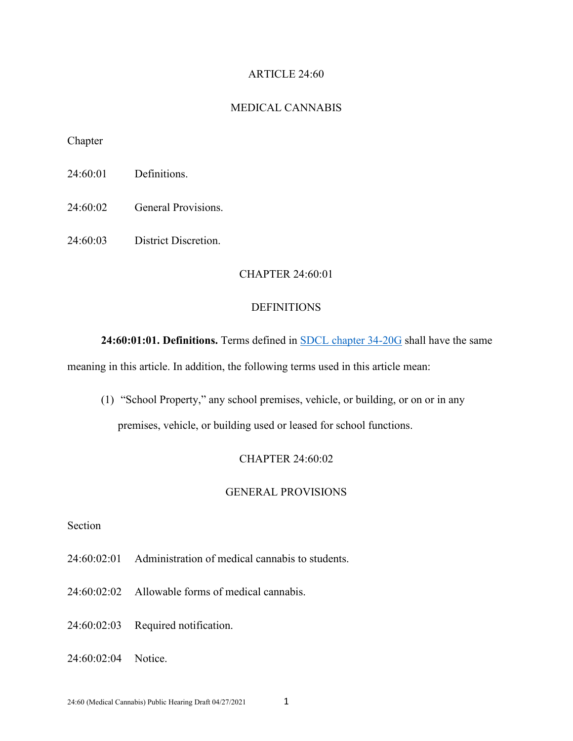# ARTICLE 24:60

# MEDICAL CANNABIS

Chapter

24:60:01 Definitions.

24:60:02 General Provisions.

24:60:03 District Discretion.

## CHAPTER 24:60:01

## DEFINITIONS

**24:60:01:01. Definitions.** Terms defined in SDCL chapter 34-20G shall have the same meaning in this article. In addition, the following terms used in this article mean:

(1) "School Property," any school premises, vehicle, or building, or on or in any premises, vehicle, or building used or leased for school functions.

## CHAPTER 24:60:02

## GENERAL PROVISIONS

Section

24:60:02:01 Administration of medical cannabis to students.

24:60:02:02 Allowable forms of medical cannabis.

24:60:02:03 Required notification.

24:60:02:04 Notice.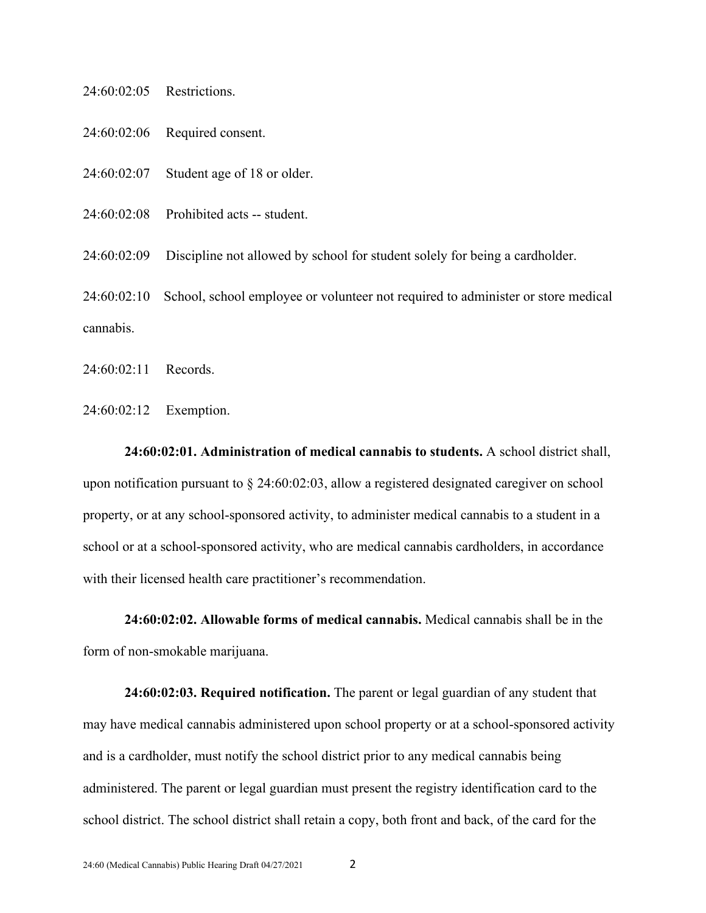24:60:02:05 Restrictions.

24:60:02:06 Required consent.

24:60:02:07 Student age of 18 or older.

24:60:02:08 Prohibited acts -- student.

24:60:02:09 Discipline not allowed by school for student solely for being a cardholder.

24:60:02:10 School, school employee or volunteer not required to administer or store medical cannabis.

24:60:02:11 Records.

24:60:02:12 Exemption.

**24:60:02:01. Administration of medical cannabis to students.** A school district shall, upon notification pursuant to § 24:60:02:03, allow a registered designated caregiver on school property, or at any school-sponsored activity, to administer medical cannabis to a student in a school or at a school-sponsored activity, who are medical cannabis cardholders, in accordance with their licensed health care practitioner's recommendation.

**24:60:02:02. Allowable forms of medical cannabis.** Medical cannabis shall be in the form of non-smokable marijuana.

**24:60:02:03. Required notification.** The parent or legal guardian of any student that may have medical cannabis administered upon school property or at a school-sponsored activity and is a cardholder, must notify the school district prior to any medical cannabis being administered. The parent or legal guardian must present the registry identification card to the school district. The school district shall retain a copy, both front and back, of the card for the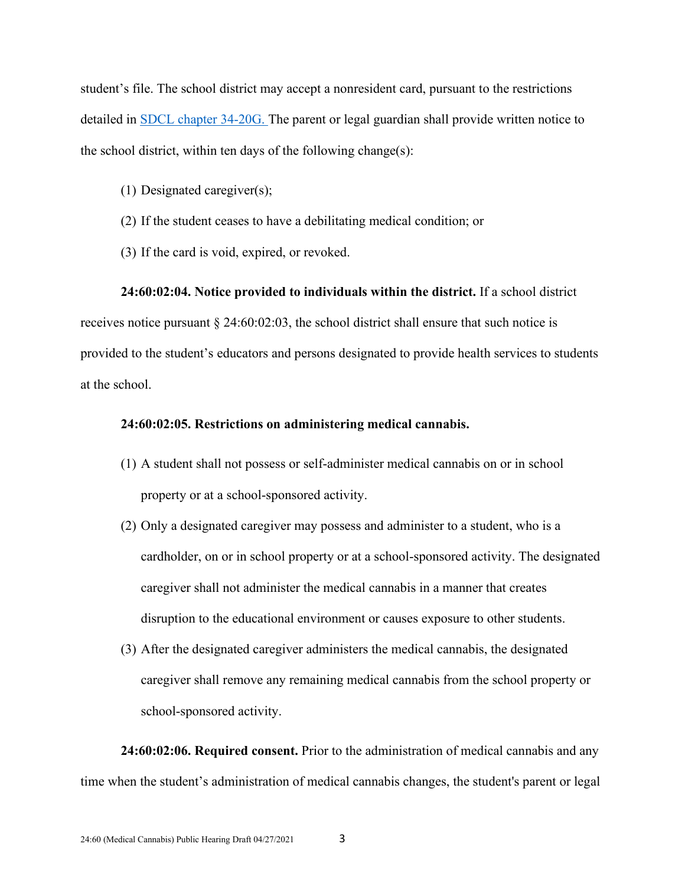student's file. The school district may accept a nonresident card, pursuant to the restrictions detailed in [SDCL chapter 34-20G.](#) The parent or legal guardian shall provide written notice to the school district, within ten days of the following change(s):

(1) Designated caregiver(s);

(2) If the student ceases to have a debilitating medical condition; or

(3) If the card is void, expired, or revoked.

**24:60:02:04. Notice provided to individuals within the district.** If a school district receives notice pursuant § 24:60:02:03, the school district shall ensure that such notice is provided to the student's educators and persons designated to provide health services to students at the school.

**24:60:02:05. Restrictions on administering medical cannabis.**

(1) A student shall not possess or self-administer medical cannabis on or in school property or at a school-sponsored activity.

(2) Only a designated caregiver may possess and administer to a student, who is a cardholder, on or in school property or at a school-sponsored activity. The designated caregiver shall not administer the medical cannabis in a manner that creates disruption to the educational environment or causes exposure to other students.

(3) After the designated caregiver administers the medical cannabis, the designated caregiver shall remove any remaining medical cannabis from the school property or school-sponsored activity.

**24:60:02:06. Required consent.** Prior to the administration of medical cannabis and any time when the student's administration of medical cannabis changes, the student's parent or legal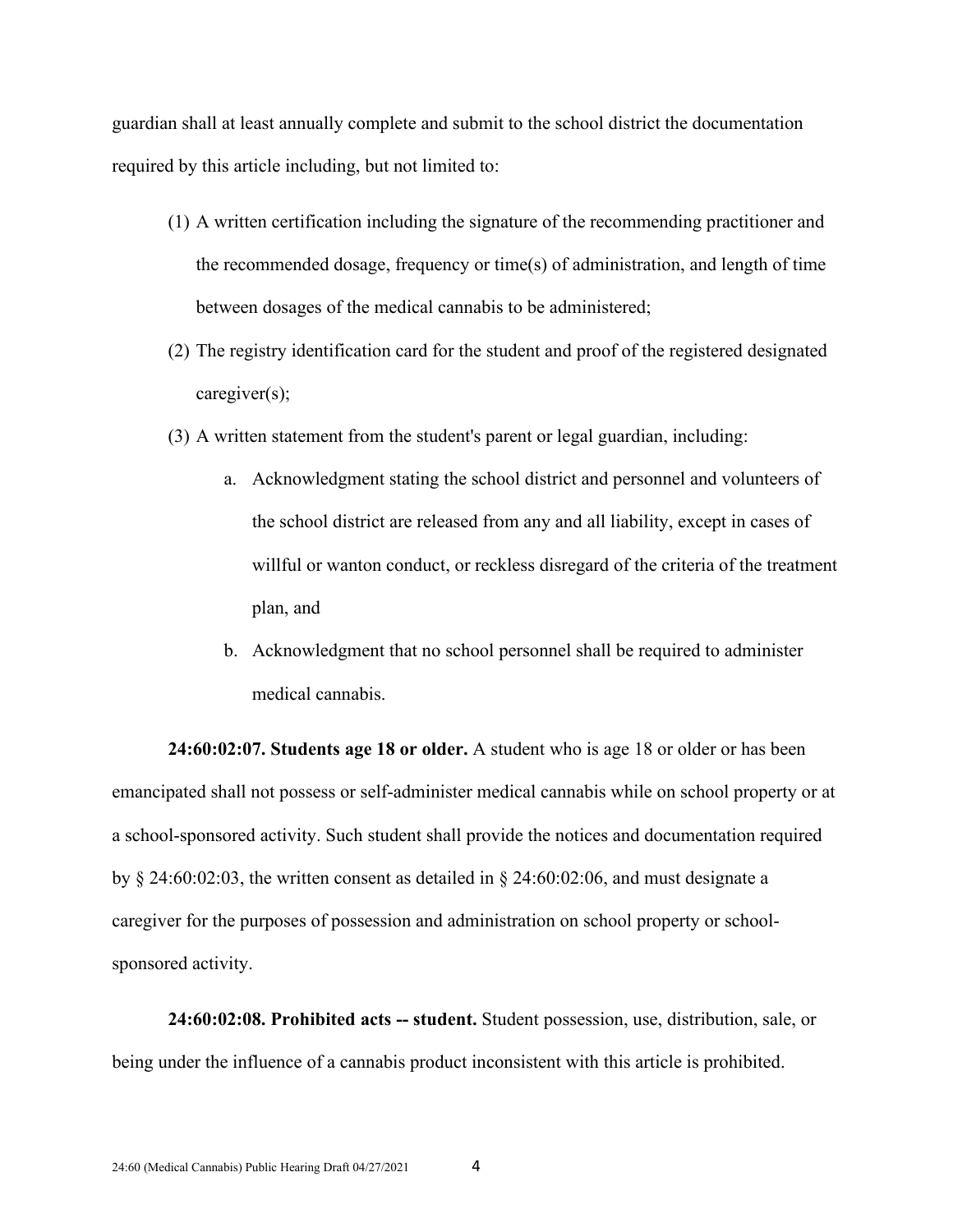guardian shall at least annually complete and submit to the school district the documentation required by this article including, but not limited to:

(1) A written certification including the signature of the recommending practitioner and the recommended dosage, frequency or time(s) of administration, and length of time between dosages of the medical cannabis to be administered;

(2) The registry identification card for the student and proof of the registered designated caregiver(s);

(3) A written statement from the student's parent or legal guardian, including:

  a. Acknowledgment stating the school district and personnel and volunteers of the school district are released from any and all liability, except in cases of willful or wanton conduct, or reckless disregard of the criteria of the treatment plan, and

  b. Acknowledgment that no school personnel shall be required to administer medical cannabis.

**24:60:02:07. Students age 18 or older.** A student who is age 18 or older or has been emancipated shall not possess or self-administer medical cannabis while on school property or at a school-sponsored activity. Such student shall provide the notices and documentation required by § 24:60:02:03, the written consent as detailed in § 24:60:02:06, and must designate a caregiver for the purposes of possession and administration on school property or school-sponsored activity.

**24:60:02:08. Prohibited acts -- student.** Student possession, use, distribution, sale, or being under the influence of a cannabis product inconsistent with this article is prohibited.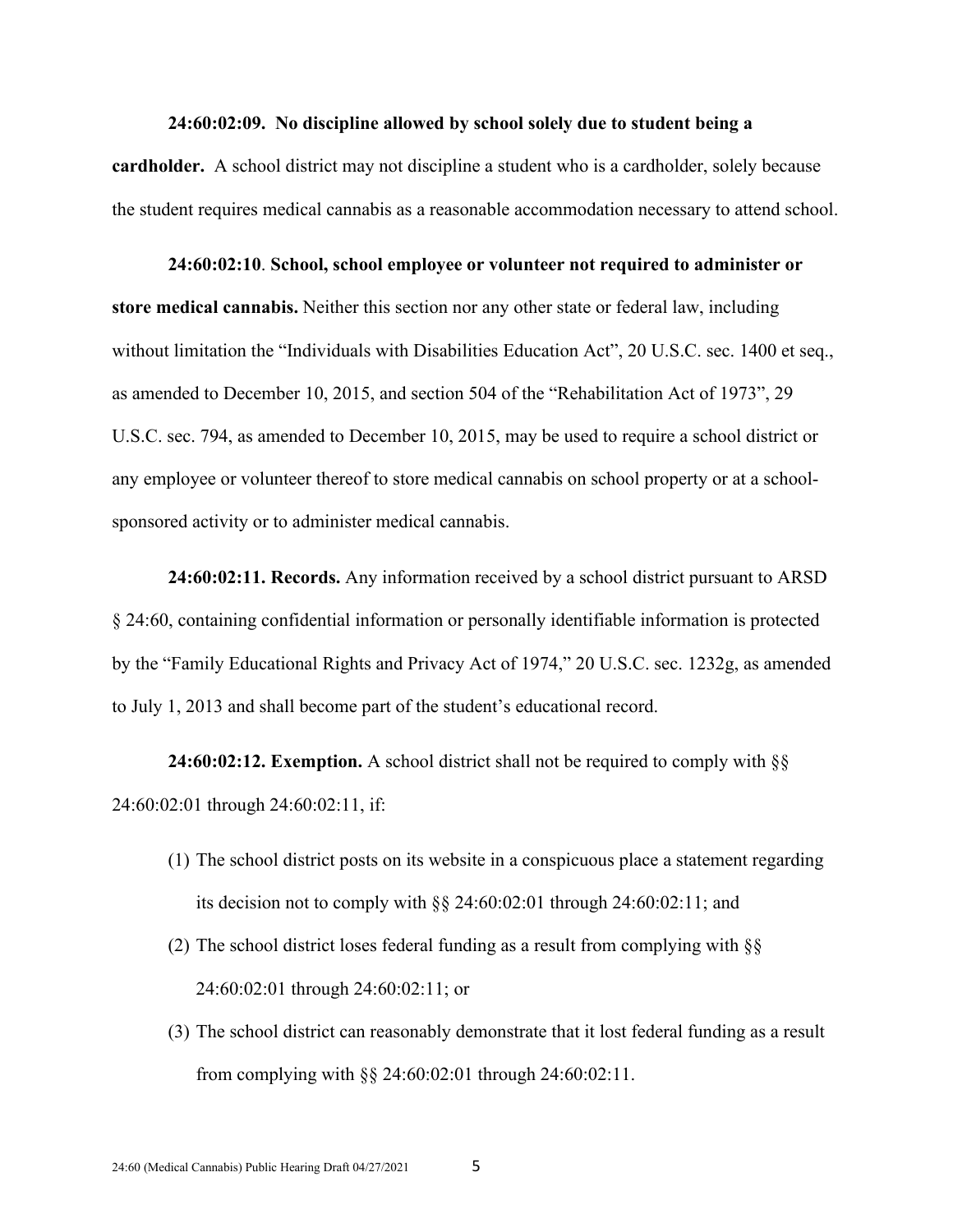**24:60:02:09. No discipline allowed by school solely due to student being a cardholder.** A school district may not discipline a student who is a cardholder, solely because the student requires medical cannabis as a reasonable accommodation necessary to attend school.

**24:60:02:10**. **School, school employee or volunteer not required to administer or store medical cannabis.** Neither this section nor any other state or federal law, including without limitation the "Individuals with Disabilities Education Act", 20 U.S.C. sec. 1400 et seq., as amended to December 10, 2015, and section 504 of the "Rehabilitation Act of 1973", 29 U.S.C. sec. 794, as amended to December 10, 2015, may be used to require a school district or any employee or volunteer thereof to store medical cannabis on school property or at a school-sponsored activity or to administer medical cannabis.

**24:60:02:11. Records.** Any information received by a school district pursuant to ARSD § 24:60, containing confidential information or personally identifiable information is protected by the "Family Educational Rights and Privacy Act of 1974," 20 U.S.C. sec. 1232g, as amended to July 1, 2013 and shall become part of the student's educational record.

**24:60:02:12. Exemption.** A school district shall not be required to comply with §§ 24:60:02:01 through 24:60:02:11, if:

(1) The school district posts on its website in a conspicuous place a statement regarding its decision not to comply with §§ 24:60:02:01 through 24:60:02:11; and

(2) The school district loses federal funding as a result from complying with §§ 24:60:02:01 through 24:60:02:11; or

(3) The school district can reasonably demonstrate that it lost federal funding as a result from complying with §§ 24:60:02:01 through 24:60:02:11.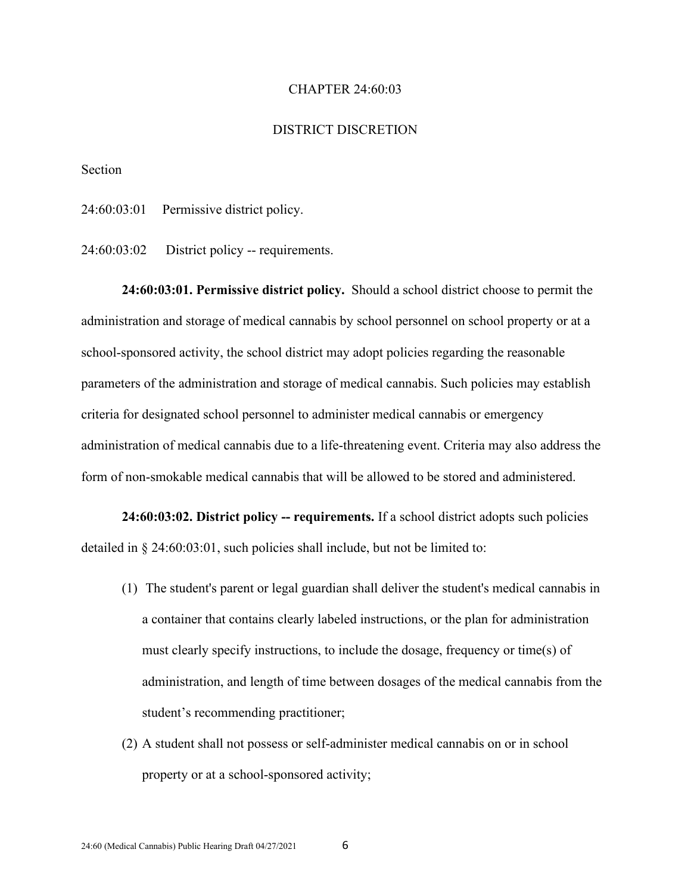CHAPTER 24:60:03

DISTRICT DISCRETION

Section

24:60:03:01 Permissive district policy.

24:60:03:02 District policy -- requirements.

**24:60:03:01. Permissive district policy.** Should a school district choose to permit the administration and storage of medical cannabis by school personnel on school property or at a school-sponsored activity, the school district may adopt policies regarding the reasonable parameters of the administration and storage of medical cannabis. Such policies may establish criteria for designated school personnel to administer medical cannabis or emergency administration of medical cannabis due to a life-threatening event. Criteria may also address the form of non-smokable medical cannabis that will be allowed to be stored and administered.

**24:60:03:02. District policy -- requirements.** If a school district adopts such policies detailed in § 24:60:03:01, such policies shall include, but not be limited to:

(1) The student's parent or legal guardian shall deliver the student's medical cannabis in a container that contains clearly labeled instructions, or the plan for administration must clearly specify instructions, to include the dosage, frequency or time(s) of administration, and length of time between dosages of the medical cannabis from the student's recommending practitioner;

(2) A student shall not possess or self-administer medical cannabis on or in school property or at a school-sponsored activity;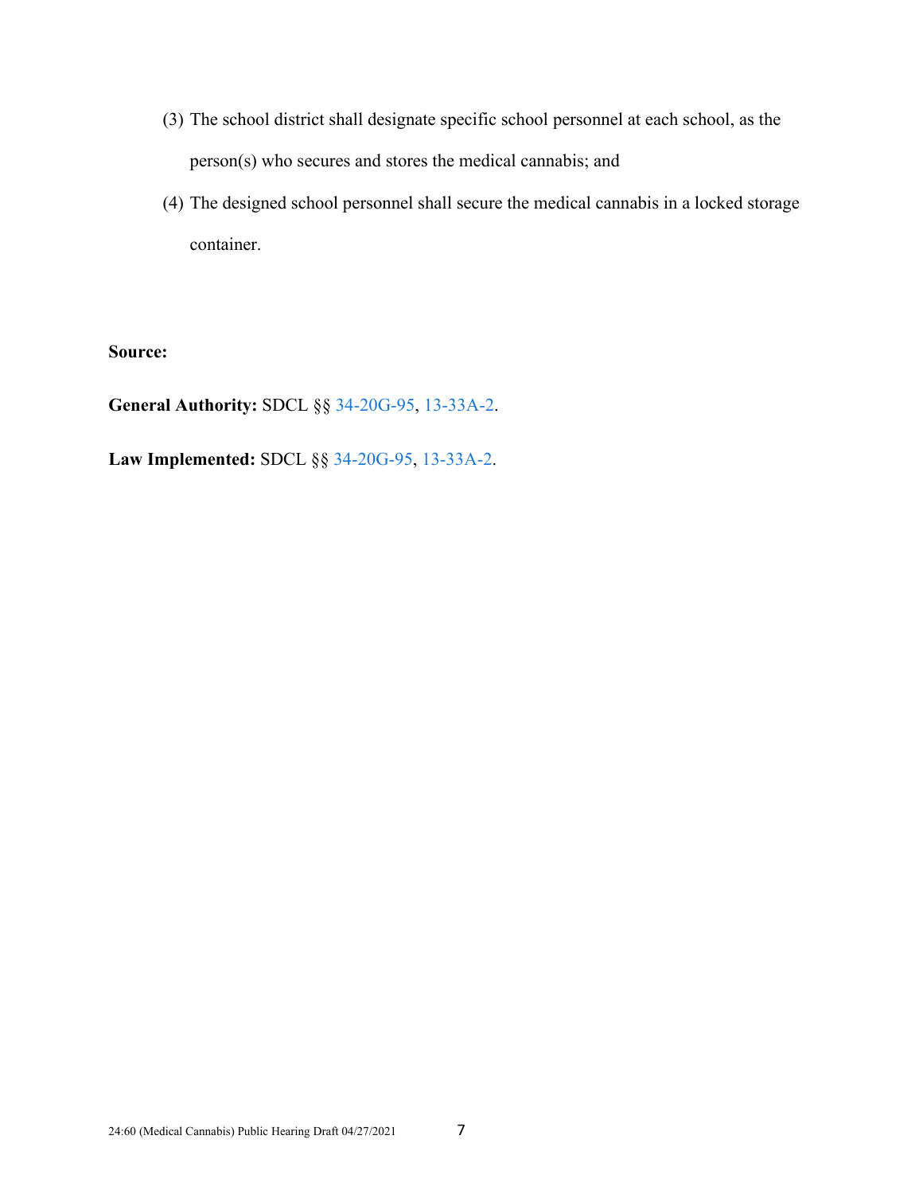(3) The school district shall designate specific school personnel at each school, as the person(s) who secures and stores the medical cannabis; and

(4) The designed school personnel shall secure the medical cannabis in a locked storage container.

**Source:**

**General Authority:** SDCL §§ 34-20G-95, 13-33A-2.

**Law Implemented:** SDCL §§ 34-20G-95, 13-33A-2.